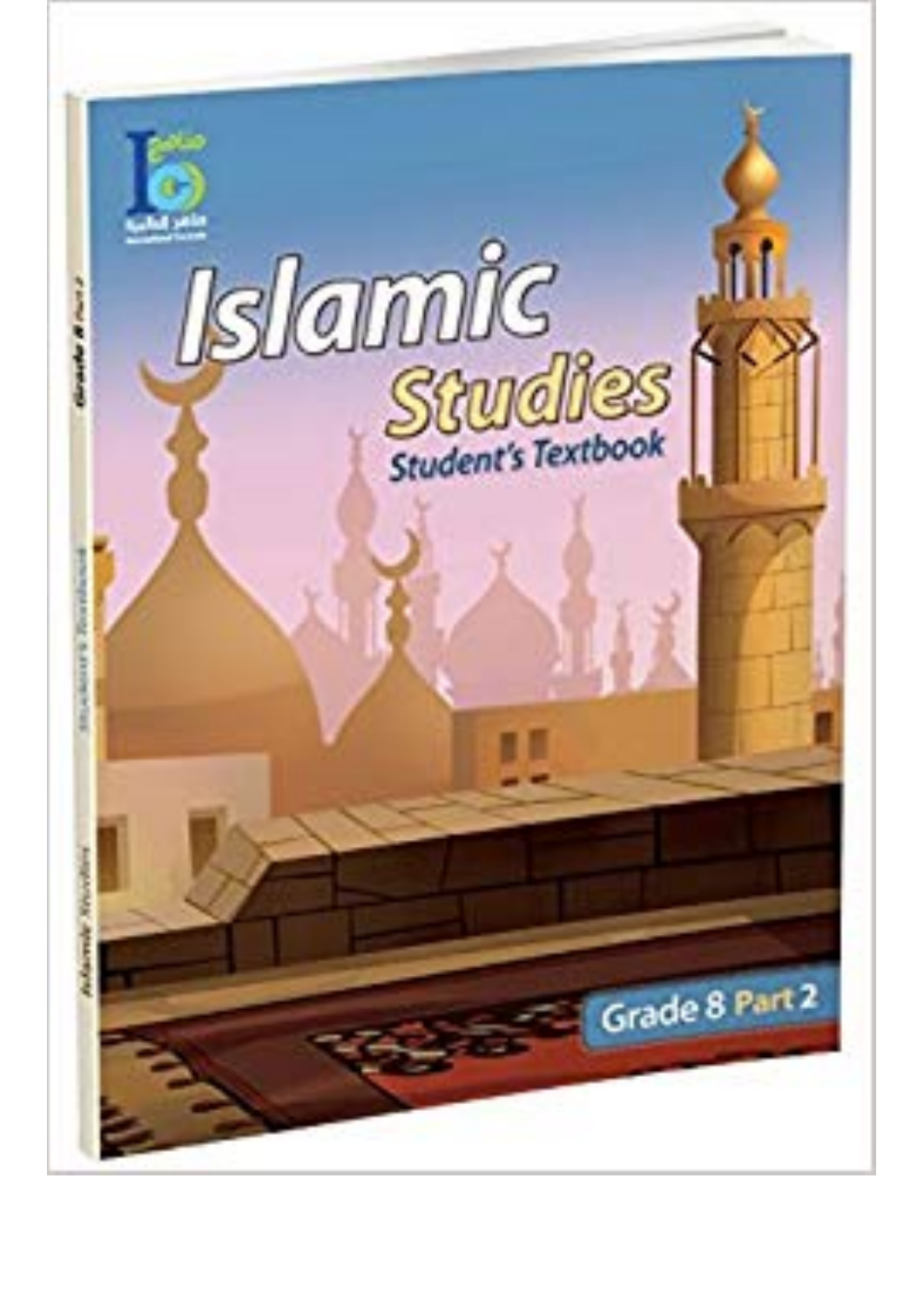# Islamic Studies

## Student's Textbook

Grade 8 Part 2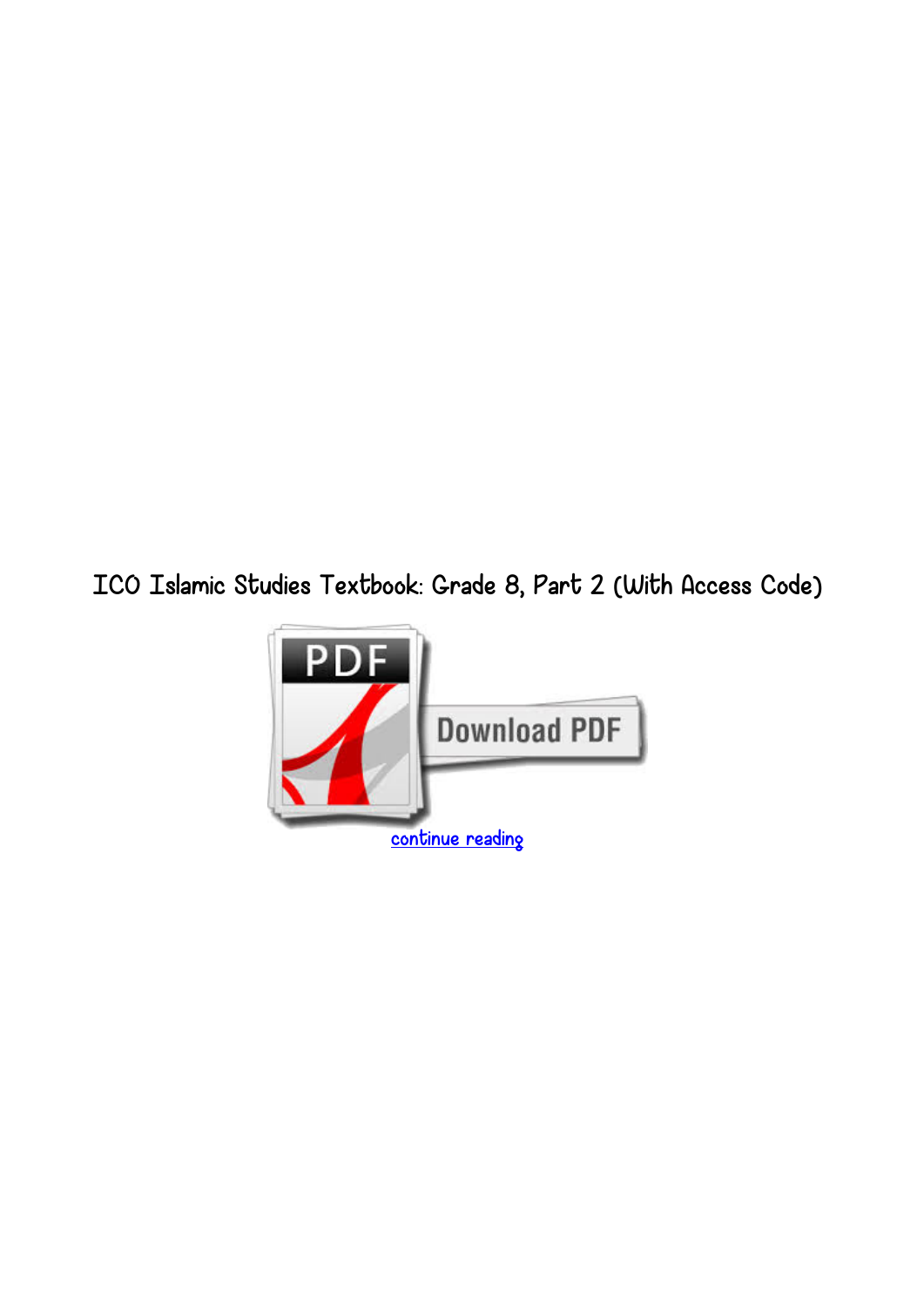# ICO Islamic Studies Textbook: Grade 8, Part 2 (With Access Code)

continue reading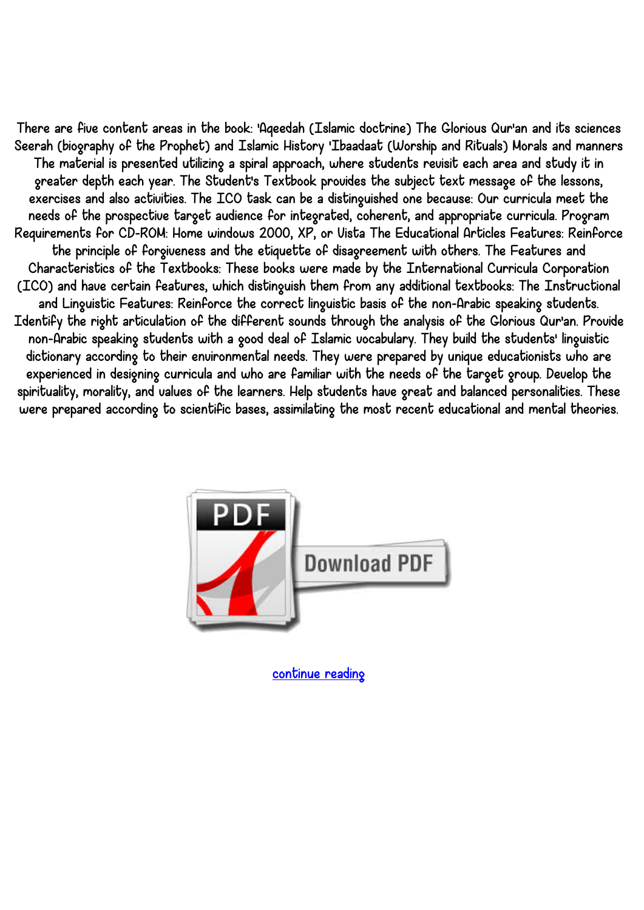There are five content areas in the book: 'Aqeedah (Islamic doctrine) The Glorious Qur'an and its sciences Seerah (biography of the Prophet) and Islamic History 'Ibaadaat (Worship and Rituals) Morals and manners The material is presented utilizing a spiral approach, where students revisit each area and study it in greater depth each year. The Student's Textbook provides the subject text message of the lessons, exercises and also activities. The ICO task can be a distinguished one because: Our curricula meet the needs of the prospective target audience for integrated, coherent, and appropriate curricula. Program Requirements for CD-ROM: Home windows 2000, XP, or Vista The Educational Articles Features: Reinforce the principle of forgiveness and the etiquette of disagreement with others. The Features and Characteristics of the Textbooks: These books were made by the International Curricula Corporation (ICO) and have certain features, which distinguish them from any additional textbooks: The Instructional and Linguistic Features: Reinforce the correct linguistic basis of the non-Arabic speaking students. Identify the right articulation of the different sounds through the analysis of the Glorious Qur'an. Provide non-Arabic speaking students with a good deal of Islamic vocabulary. They build the students' linguistic dictionary according to their environmental needs. They were prepared by unique educationists who are experienced in designing curricula and who are familiar with the needs of the target group. Develop the spirituality, morality, and values of the learners. Help students have great and balanced personalities. These were prepared according to scientific bases, assimilating the most recent educational and mental theories.

PDF Download PDF

continue reading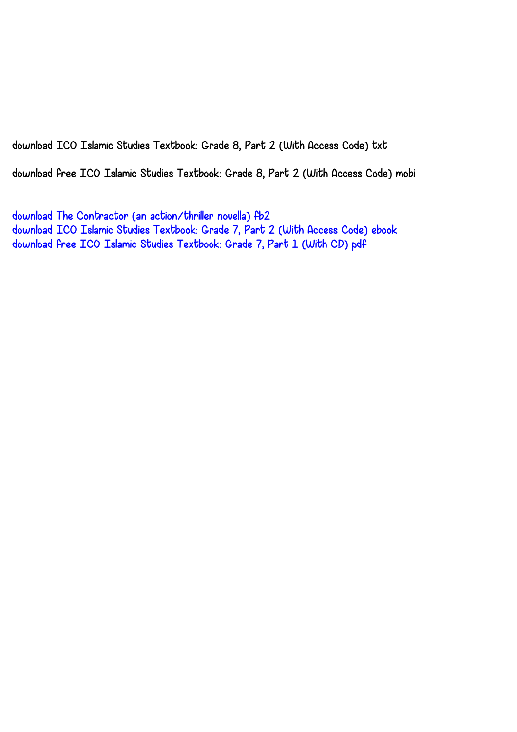download ICO Islamic Studies Textbook: Grade 8, Part 2 (With Access Code) txt

download free ICO Islamic Studies Textbook: Grade 8, Part 2 (With Access Code) mobi

download The Contractor (an action/thriller novella) fb2
download ICO Islamic Studies Textbook: Grade 7, Part 2 (With Access Code) ebook
download free ICO Islamic Studies Textbook: Grade 7, Part 1 (With CD) pdf